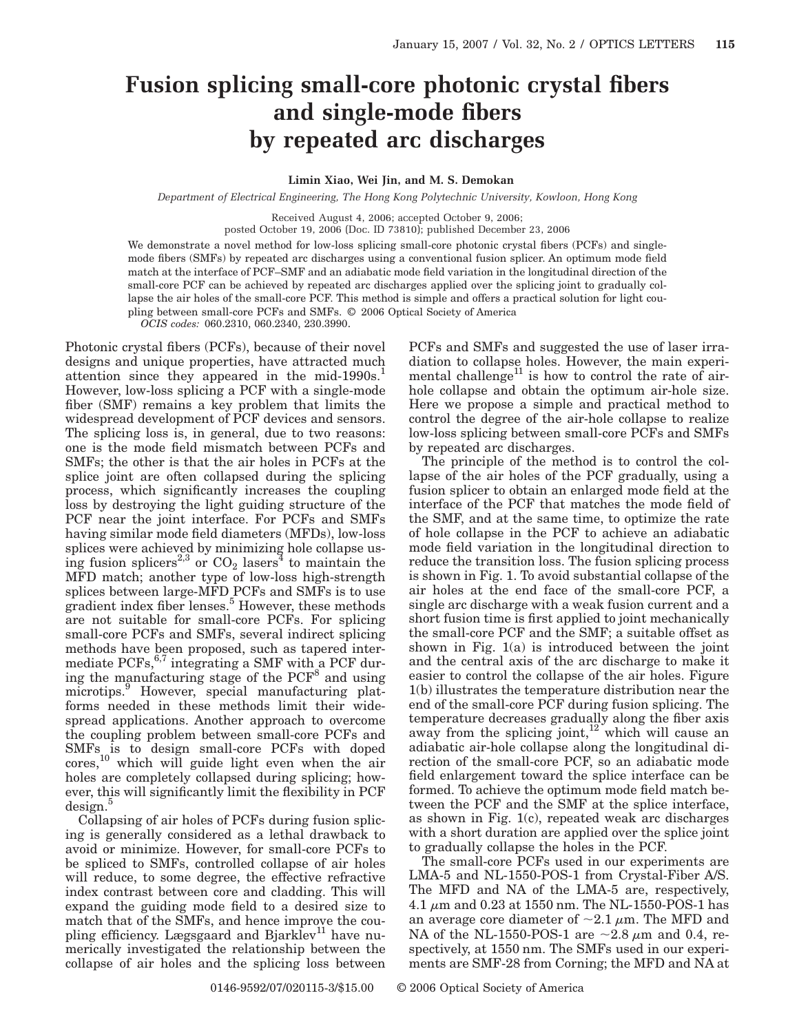# Fusion splicing small-core photonic crystal fibers and single-mode fibers by repeated arc discharges

**Limin Xiao, Wei Jin, and M. S. Demokan**

*Department of Electrical Engineering, The Hong Kong Polytechnic University, Kowloon, Hong Kong*

Received August 4, 2006; accepted October 9, 2006;
posted October 19, 2006 (Doc. ID 73810); published December 23, 2006

We demonstrate a novel method for low-loss splicing small-core photonic crystal fibers (PCFs) and single-mode fibers (SMFs) by repeated arc discharges using a conventional fusion splicer. An optimum mode field match at the interface of PCF–SMF and an adiabatic mode field variation in the longitudinal direction of the small-core PCF can be achieved by repeated arc discharges applied over the splicing joint to gradually collapse the air holes of the small-core PCF. This method is simple and offers a practical solution for light coupling between small-core PCFs and SMFs. © 2006 Optical Society of America

*OCIS codes:* 060.2310, 060.2340, 230.3990.

Photonic crystal fibers (PCFs), because of their novel designs and unique properties, have attracted much attention since they appeared in the mid-1990s.[1] However, low-loss splicing a PCF with a single-mode fiber (SMF) remains a key problem that limits the widespread development of PCF devices and sensors. The splicing loss is, in general, due to two reasons: one is the mode field mismatch between PCFs and SMFs; the other is that the air holes in PCFs at the splice joint are often collapsed during the splicing process, which significantly increases the coupling loss by destroying the light guiding structure of the PCF near the joint interface. For PCFs and SMFs having similar mode field diameters (MFDs), low-loss splices were achieved by minimizing hole collapse using fusion splicers[2,3] or $CO_2$ lasers[4] to maintain the MFD match; another type of low-loss high-strength splices between large-MFD PCFs and SMFs is to use gradient index fiber lenses.[5] However, these methods are not suitable for small-core PCFs. For splicing small-core PCFs and SMFs, several indirect splicing methods have been proposed, such as tapered intermediate PCFs,[6,7] integrating a SMF with a PCF during the manufacturing stage of the PCF[8] and using microtips.[9] However, special manufacturing platforms needed in these methods limit their widespread applications. Another approach to overcome the coupling problem between small-core PCFs and SMFs is to design small-core PCFs with doped cores,[10] which will guide light even when the air holes are completely collapsed during splicing; however, this will significantly limit the flexibility in PCF design.[5]

Collapsing of air holes of PCFs during fusion splicing is generally considered as a lethal drawback to avoid or minimize. However, for small-core PCFs to be spliced to SMFs, controlled collapse of air holes will reduce, to some degree, the effective refractive index contrast between core and cladding. This will expand the guiding mode field to a desired size to match that of the SMFs, and hence improve the coupling efficiency. Lægsgaard and Bjarklev[11] have numerically investigated the relationship between the collapse of air holes and the splicing loss between PCFs and SMFs and suggested the use of laser irradiation to collapse holes. However, the main experimental challenge[11] is how to control the rate of air-hole collapse and obtain the optimum air-hole size. Here we propose a simple and practical method to control the degree of the air-hole collapse to realize low-loss splicing between small-core PCFs and SMFs by repeated arc discharges.

The principle of the method is to control the collapse of the air holes of the PCF gradually, using a fusion splicer to obtain an enlarged mode field at the interface of the PCF that matches the mode field of the SMF, and at the same time, to optimize the rate of hole collapse in the PCF to achieve an adiabatic mode field variation in the longitudinal direction to reduce the transition loss. The fusion splicing process is shown in Fig. 1. To avoid substantial collapse of the air holes at the end face of the small-core PCF, a single arc discharge with a weak fusion current and a short fusion time is first applied to joint mechanically the small-core PCF and the SMF; a suitable offset as shown in Fig. 1(a) is introduced between the joint and the central axis of the arc discharge to make it easier to control the collapse of the air holes. Figure 1(b) illustrates the temperature distribution near the end of the small-core PCF during fusion splicing. The temperature decreases gradually along the fiber axis away from the splicing joint,[12] which will cause an adiabatic air-hole collapse along the longitudinal direction of the small-core PCF, so an adiabatic mode field enlargement toward the splice interface can be formed. To achieve the optimum mode field match between the PCF and the SMF at the splice interface, as shown in Fig. 1(c), repeated weak arc discharges with a short duration are applied over the splice joint to gradually collapse the holes in the PCF.

The small-core PCFs used in our experiments are LMA-5 and NL-1550-POS-1 from Crystal-Fiber A/S. The MFD and NA of the LMA-5 are, respectively, 4.1 μm and 0.23 at 1550 nm. The NL-1550-POS-1 has an average core diameter of ~2.1 μm. The MFD and NA of the NL-1550-POS-1 are ~2.8 μm and 0.4, respectively, at 1550 nm. The SMFs used in our experiments are SMF-28 from Corning; the MFD and NA at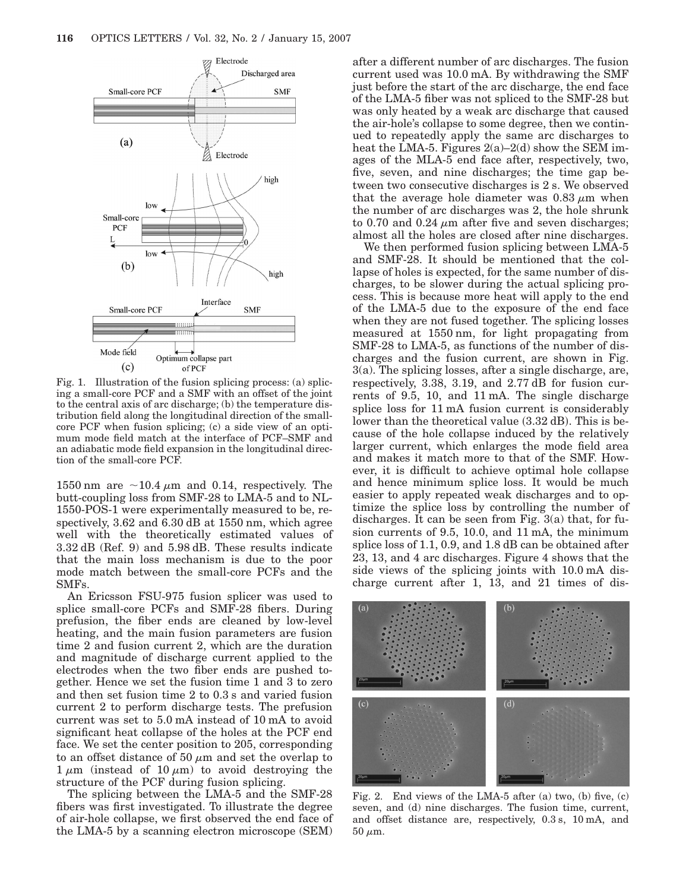Fig. 1. Illustration of the fusion splicing process: (a) splicing a small-core PCF and a SMF with an offset of the joint to the central axis of arc discharge; (b) the temperature distribution field along the longitudinal direction of the small-core PCF when fusion splicing; (c) a side view of an optimum mode field match at the interface of PCF–SMF and an adiabatic mode field expansion in the longitudinal direction of the small-core PCF.

1550 nm are ~10.4 $\mu$m and 0.14, respectively. The butt-coupling loss from SMF-28 to LMA-5 and to NL-1550-POS-1 were experimentally measured to be, respectively, 3.62 and 6.30 dB at 1550 nm, which agree well with the theoretically estimated values of 3.32 dB (Ref. 9) and 5.98 dB. These results indicate that the main loss mechanism is due to the poor mode match between the small-core PCFs and the SMFs.

An Ericsson FSU-975 fusion splicer was used to splice small-core PCFs and SMF-28 fibers. During prefusion, the fiber ends are cleaned by low-level heating, and the main fusion parameters are fusion time 2 and fusion current 2, which are the duration and magnitude of discharge current applied to the electrodes when the two fiber ends are pushed together. Hence we set the fusion time 1 and 3 to zero and then set fusion time 2 to 0.3 s and varied fusion current 2 to perform discharge tests. The prefusion current was set to 5.0 mA instead of 10 mA to avoid significant heat collapse of the holes at the PCF end face. We set the center position to 205, corresponding to an offset distance of 50 $\mu$m and set the overlap to 1 $\mu$m (instead of 10 $\mu$m) to avoid destroying the structure of the PCF during fusion splicing.

The splicing between the LMA-5 and the SMF-28 fibers was first investigated. To illustrate the degree of air-hole collapse, we first observed the end face of the LMA-5 by a scanning electron microscope (SEM) after a different number of arc discharges. The fusion current used was 10.0 mA. By withdrawing the SMF just before the start of the arc discharge, the end face of the LMA-5 fiber was not spliced to the SMF-28 but was only heated by a weak arc discharge that caused the air-hole's collapse to some degree, then we continued to repeatedly apply the same arc discharges to heat the LMA-5. Figures 2(a)–2(d) show the SEM images of the MLA-5 end face after, respectively, two, five, seven, and nine discharges; the time gap between two consecutive discharges is 2 s. We observed that the average hole diameter was 0.83 $\mu$m when the number of arc discharges was 2, the hole shrunk to 0.70 and 0.24 $\mu$m after five and seven discharges; almost all the holes are closed after nine discharges.

We then performed fusion splicing between LMA-5 and SMF-28. It should be mentioned that the collapse of holes is expected, for the same number of discharges, to be slower during the actual splicing process. This is because more heat will apply to the end of the LMA-5 due to the exposure of the end face when they are not fused together. The splicing losses measured at 1550 nm, for light propagating from SMF-28 to LMA-5, as functions of the number of discharges and the fusion current, are shown in Fig. 3(a). The splicing losses, after a single discharge, are, respectively, 3.38, 3.19, and 2.77 dB for fusion currents of 9.5, 10, and 11 mA. The single discharge splice loss for 11 mA fusion current is considerably lower than the theoretical value (3.32 dB). This is because of the hole collapse induced by the relatively larger current, which enlarges the mode field area and makes it match more to that of the SMF. However, it is difficult to achieve optimal hole collapse and hence minimum splice loss. It would be much easier to apply repeated weak discharges and to optimize the splice loss by controlling the number of discharges. It can be seen from Fig. 3(a) that, for fusion currents of 9.5, 10.0, and 11 mA, the minimum splice loss of 1.1, 0.9, and 1.8 dB can be obtained after 23, 13, and 4 arc discharges. Figure 4 shows that the side views of the splicing joints with 10.0 mA discharge current after 1, 13, and 21 times of dis-

Fig. 2. End views of the LMA-5 after (a) two, (b) five, (c) seven, and (d) nine discharges. The fusion time, current, and offset distance are, respectively, 0.3 s, 10 mA, and 50 $\mu$m.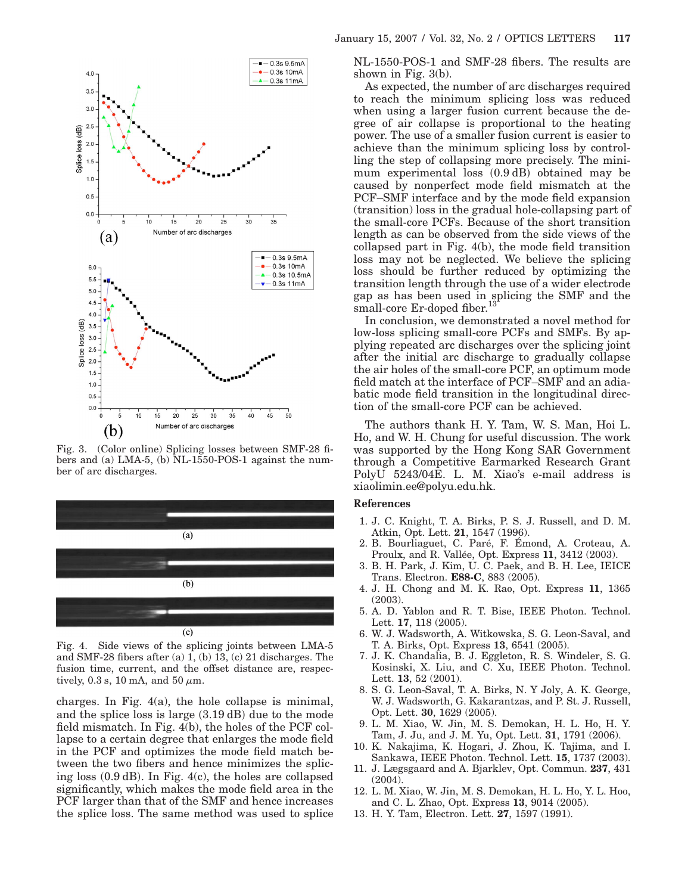4.0
3.5
3.0
2.5
2.0
1.5
1.0
0.5
0.0

Splice loss (dB)

0 5 10 15 20 25 30 35

Number of arc discharges

0.3s 9.5mA
0.3s 10mA
0.3s 11mA

(a)

6.0
5.5
5.0
4.5
4.0
3.5
3.0
2.5
2.0
1.5
1.0
0.5
0.0

Splice loss (dB)

0 5 10 15 20 25 30 35 40 45 50

Number of arc discharges

0.3s 9.5mA
0.3s 10mA
0.3s 10.5mA
0.3s 11mA

(b)

Fig. 3. (Color online) Splicing losses between SMF-28 fibers and (a) LMA-5, (b) NL-1550-POS-1 against the number of arc discharges.

(a)

(b)

(c)

Fig. 4. Side views of the splicing joints between LMA-5 and SMF-28 fibers after (a) 1, (b) 13, (c) 21 discharges. The fusion time, current, and the offset distance are, respectively, 0.3 s, 10 mA, and 50 $\mu$m.

charges. In Fig. 4(a), the hole collapse is minimal, and the splice loss is large (3.19 dB) due to the mode field mismatch. In Fig. 4(b), the holes of the PCF collapse to a certain degree that enlarges the mode field in the PCF and optimizes the mode field match between the two fibers and hence minimizes the splicing loss (0.9 dB). In Fig. 4(c), the holes are collapsed significantly, which makes the mode field area in the PCF larger than that of the SMF and hence increases the splice loss. The same method was used to splice NL-1550-POS-1 and SMF-28 fibers. The results are shown in Fig. 3(b).

As expected, the number of arc discharges required to reach the minimum splicing loss was reduced when using a larger fusion current because the degree of air collapse is proportional to the heating power. The use of a smaller fusion current is easier to achieve than the minimum splicing loss by controlling the step of collapsing more precisely. The minimum experimental loss (0.9 dB) obtained may be caused by nonperfect mode field mismatch at the PCF–SMF interface and by the mode field expansion (transition) loss in the gradual hole-collapsing part of the small-core PCFs. Because of the short transition length as can be observed from the side views of the collapsed part in Fig. 4(b), the mode field transition loss may not be neglected. We believe the splicing loss should be further reduced by optimizing the transition length through the use of a wider electrode gap as has been used in splicing the SMF and the small-core Er-doped fiber.[13]

In conclusion, we demonstrated a novel method for low-loss splicing small-core PCFs and SMFs. By applying repeated arc discharges over the splicing joint after the initial arc discharge to gradually collapse the air holes of the small-core PCF, an optimum mode field match at the interface of PCF–SMF and an adiabatic mode field transition in the longitudinal direction of the small-core PCF can be achieved.

The authors thank H. Y. Tam, W. S. Man, Hoi L. Ho, and W. H. Chung for useful discussion. The work was supported by the Hong Kong SAR Government through a Competitive Earmarked Research Grant PolyU 5243/04E. L. M. Xiao's e-mail address is xiaolimin.ee@polyu.edu.hk.

## References

1. J. C. Knight, T. A. Birks, P. S. J. Russell, and D. M. Atkin, Opt. Lett. **21**, 1547 (1996).
2. B. Bourliaguet, C. Paré, F. Émond, A. Croteau, A. Proulx, and R. Vallée, Opt. Express **11**, 3412 (2003).
3. B. H. Park, J. Kim, U. C. Paek, and B. H. Lee, IEICE Trans. Electron. **E88-C**, 883 (2005).
4. J. H. Chong and M. K. Rao, Opt. Express **11**, 1365 (2003).
5. A. D. Yablon and R. T. Bise, IEEE Photon. Technol. Lett. **17**, 118 (2005).
6. W. J. Wadsworth, A. Witkowska, S. G. Leon-Saval, and T. A. Birks, Opt. Express **13**, 6541 (2005).
7. J. K. Chandalia, B. J. Eggleton, R. S. Windeler, S. G. Kosinski, X. Liu, and C. Xu, IEEE Photon. Technol. Lett. **13**, 52 (2001).
8. S. G. Leon-Saval, T. A. Birks, N. Y Joly, A. K. George, W. J. Wadsworth, G. Kakarantzas, and P. St. J. Russell, Opt. Lett. **30**, 1629 (2005).
9. L. M. Xiao, W. Jin, M. S. Demokan, H. L. Ho, H. Y. Tam, J. Ju, and J. M. Yu, Opt. Lett. **31**, 1791 (2006).
10. K. Nakajima, K. Hogari, J. Zhou, K. Tajima, and I. Sankawa, IEEE Photon. Technol. Lett. **15**, 1737 (2003).
11. J. Lægsgaard and A. Bjarklev, Opt. Commun. **237**, 431 (2004).
12. L. M. Xiao, W. Jin, M. S. Demokan, H. L. Ho, Y. L. Hoo, and C. L. Zhao, Opt. Express **13**, 9014 (2005).
13. H. Y. Tam, Electron. Lett. **27**, 1597 (1991).